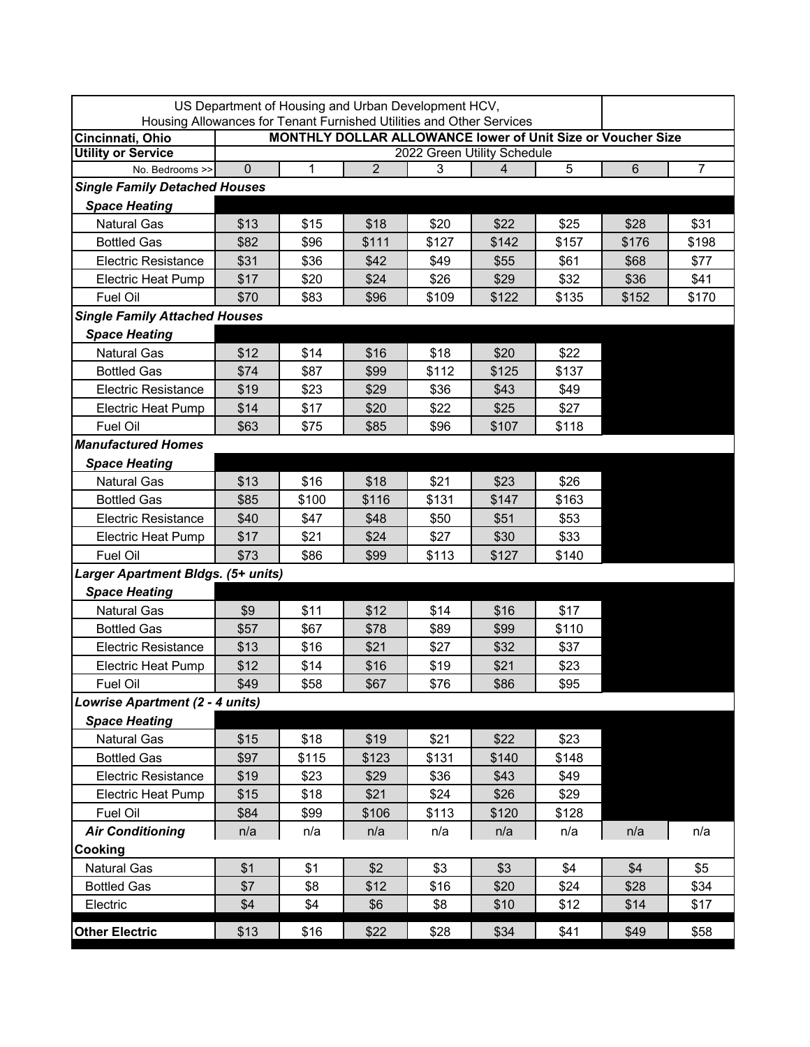| US Department of Housing and Urban Development HCV, Housing Allowances for Tenant Furnished Utilities and Other Services | | | | | | | | |
|---|---|---|---|---|---|---|---|---|
| **Cincinnati, Ohio** | **MONTHLY DOLLAR ALLOWANCE lower of Unit Size or Voucher Size** | | | | | | | |
| **Utility or Service** | 2022 Green Utility Schedule | | | | | | | |
| No. Bedrooms >> | 0 | 1 | 2 | 3 | 4 | 5 | 6 | 7 |
| ***Single Family Detached Houses*** | | | | | | | | |
| ***Space Heating*** | | | | | | | | |
| Natural Gas | $13 | $15 | $18 | $20 | $22 | $25 | $28 | $31 |
| Bottled Gas | $82 | $96 | $111 | $127 | $142 | $157 | $176 | $198 |
| Electric Resistance | $31 | $36 | $42 | $49 | $55 | $61 | $68 | $77 |
| Electric Heat Pump | $17 | $20 | $24 | $26 | $29 | $32 | $36 | $41 |
| Fuel Oil | $70 | $83 | $96 | $109 | $122 | $135 | $152 | $170 |
| ***Single Family Attached Houses*** | | | | | | | | |
| ***Space Heating*** | | | | | | | | |
| Natural Gas | $12 | $14 | $16 | $18 | $20 | $22 | | |
| Bottled Gas | $74 | $87 | $99 | $112 | $125 | $137 | | |
| Electric Resistance | $19 | $23 | $29 | $36 | $43 | $49 | | |
| Electric Heat Pump | $14 | $17 | $20 | $22 | $25 | $27 | | |
| Fuel Oil | $63 | $75 | $85 | $96 | $107 | $118 | | |
| ***Manufactured Homes*** | | | | | | | | |
| ***Space Heating*** | | | | | | | | |
| Natural Gas | $13 | $16 | $18 | $21 | $23 | $26 | | |
| Bottled Gas | $85 | $100 | $116 | $131 | $147 | $163 | | |
| Electric Resistance | $40 | $47 | $48 | $50 | $51 | $53 | | |
| Electric Heat Pump | $17 | $21 | $24 | $27 | $30 | $33 | | |
| Fuel Oil | $73 | $86 | $99 | $113 | $127 | $140 | | |
| ***Larger Apartment Bldgs. (5+ units)*** | | | | | | | | |
| ***Space Heating*** | | | | | | | | |
| Natural Gas | $9 | $11 | $12 | $14 | $16 | $17 | | |
| Bottled Gas | $57 | $67 | $78 | $89 | $99 | $110 | | |
| Electric Resistance | $13 | $16 | $21 | $27 | $32 | $37 | | |
| Electric Heat Pump | $12 | $14 | $16 | $19 | $21 | $23 | | |
| Fuel Oil | $49 | $58 | $67 | $76 | $86 | $95 | | |
| ***Lowrise Apartment (2 - 4 units)*** | | | | | | | | |
| ***Space Heating*** | | | | | | | | |
| Natural Gas | $15 | $18 | $19 | $21 | $22 | $23 | | |
| Bottled Gas | $97 | $115 | $123 | $131 | $140 | $148 | | |
| Electric Resistance | $19 | $23 | $29 | $36 | $43 | $49 | | |
| Electric Heat Pump | $15 | $18 | $21 | $24 | $26 | $29 | | |
| Fuel Oil | $84 | $99 | $106 | $113 | $120 | $128 | | |
| ***Air Conditioning*** | n/a | n/a | n/a | n/a | n/a | n/a | n/a | n/a |
| **Cooking** | | | | | | | | |
| Natural Gas | $1 | $1 | $2 | $3 | $3 | $4 | $4 | $5 |
| Bottled Gas | $7 | $8 | $12 | $16 | $20 | $24 | $28 | $34 |
| Electric | $4 | $4 | $6 | $8 | $10 | $12 | $14 | $17 |
| **Other Electric** | $13 | $16 | $22 | $28 | $34 | $41 | $49 | $58 |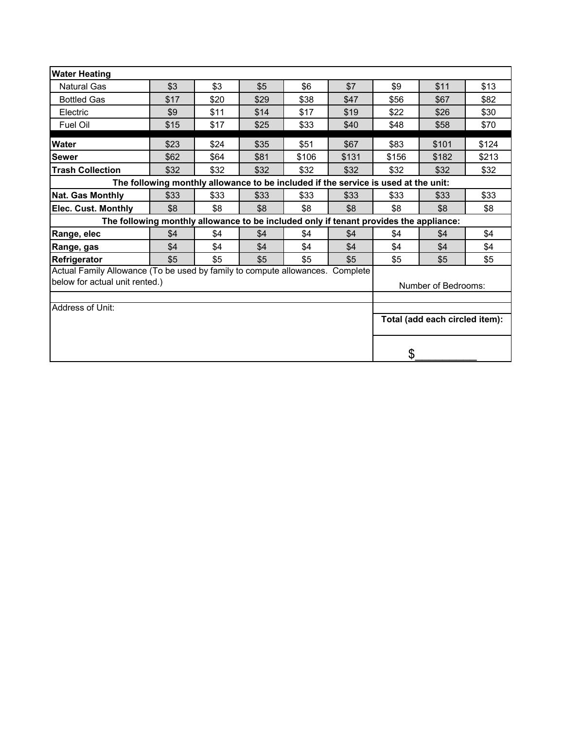| | | | | | | | | |
|---|---|---|---|---|---|---|---|---|
| **Water Heating** | | | | | | | | |
| Natural Gas | $3 | $3 | $5 | $6 | $7 | $9 | $11 | $13 |
| Bottled Gas | $17 | $20 | $29 | $38 | $47 | $56 | $67 | $82 |
| Electric | $9 | $11 | $14 | $17 | $19 | $22 | $26 | $30 |
| Fuel Oil | $15 | $17 | $25 | $33 | $40 | $48 | $58 | $70 |
| **Water** | $23 | $24 | $35 | $51 | $67 | $83 | $101 | $124 |
| **Sewer** | $62 | $64 | $81 | $106 | $131 | $156 | $182 | $213 |
| **Trash Collection** | $32 | $32 | $32 | $32 | $32 | $32 | $32 | $32 |
| **The following monthly allowance to be included if the service is used at the unit:** | | | | | | | | |
| **Nat. Gas Monthly** | $33 | $33 | $33 | $33 | $33 | $33 | $33 | $33 |
| **Elec. Cust. Monthly** | $8 | $8 | $8 | $8 | $8 | $8 | $8 | $8 |
| **The following monthly allowance to be included only if tenant provides the appliance:** | | | | | | | | |
| **Range, elec** | $4 | $4 | $4 | $4 | $4 | $4 | $4 | $4 |
| **Range, gas** | $4 | $4 | $4 | $4 | $4 | $4 | $4 | $4 |
| **Refrigerator** | $5 | $5 | $5 | $5 | $5 | $5 | $5 | $5 |

Actual Family Allowance (To be used by family to compute allowances. Complete below for actual unit rented.)

Number of Bedrooms:

Address of Unit:

**Total (add each circled item):**

$__________